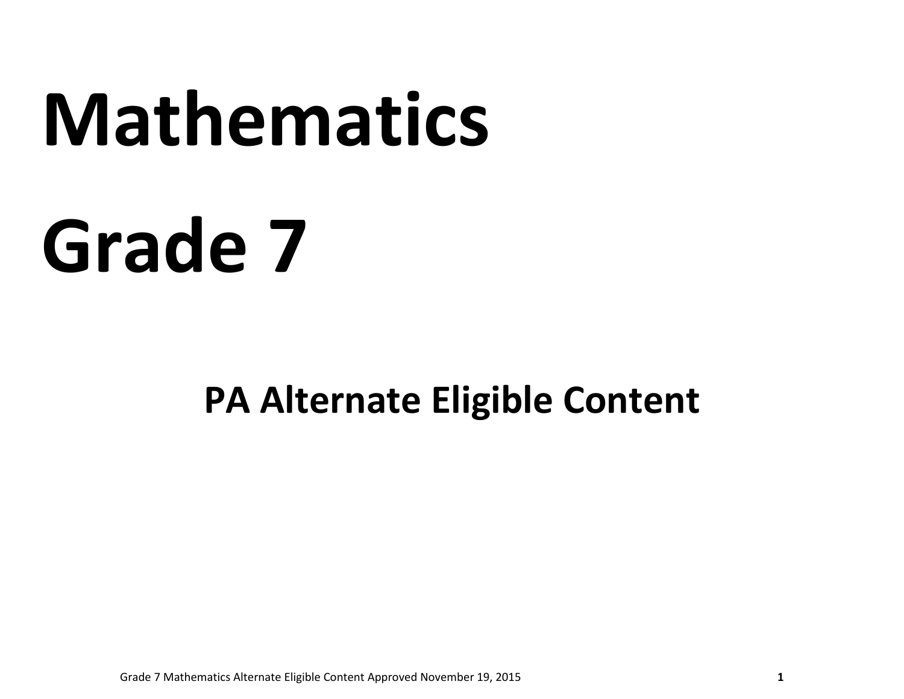# Mathematics

# Grade 7

## PA Alternate Eligible Content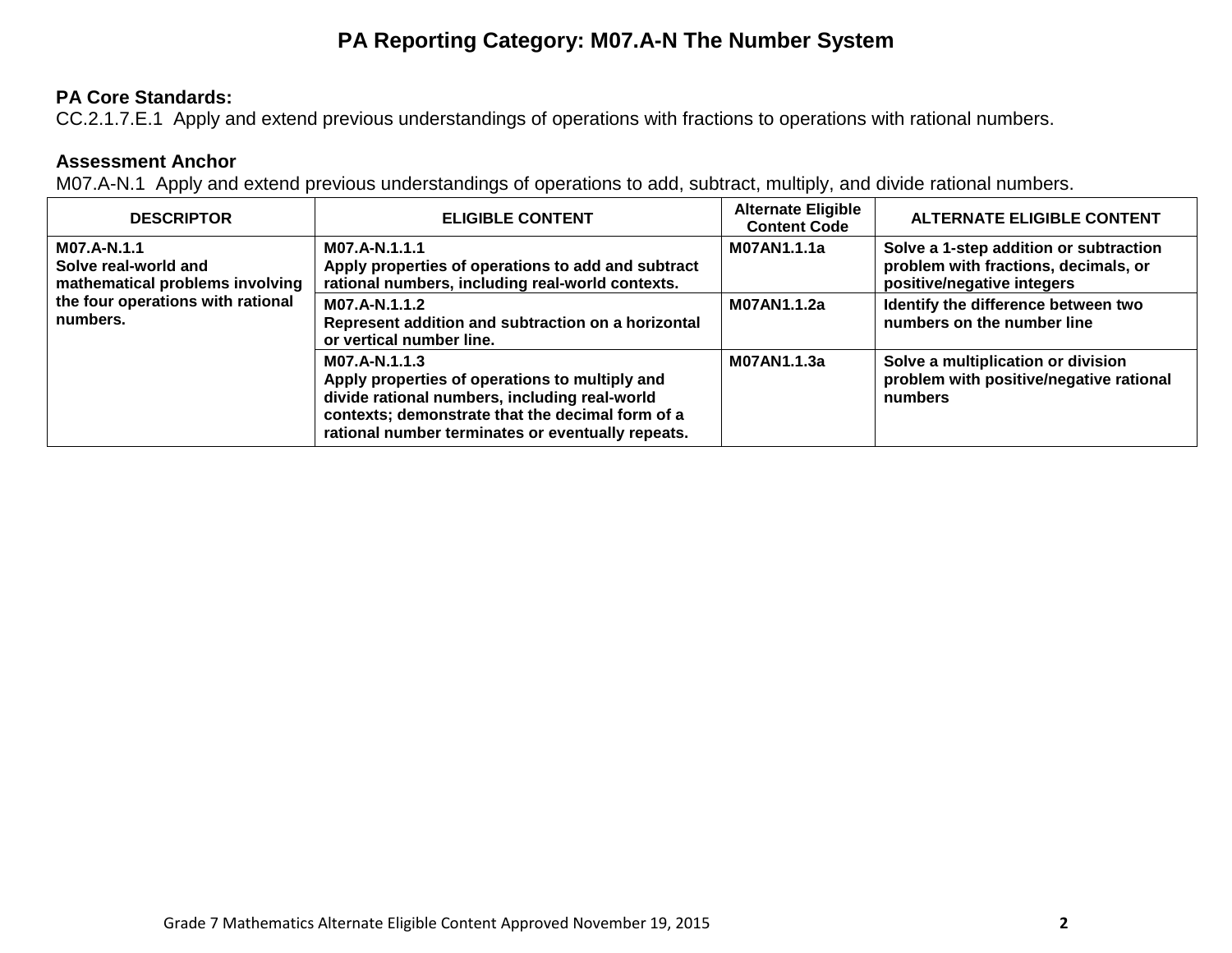# PA Reporting Category: M07.A-N The Number System

**PA Core Standards:**
CC.2.1.7.E.1 Apply and extend previous understandings of operations with fractions to operations with rational numbers.

**Assessment Anchor**
M07.A-N.1 Apply and extend previous understandings of operations to add, subtract, multiply, and divide rational numbers.

| DESCRIPTOR | ELIGIBLE CONTENT | Alternate Eligible Content Code | ALTERNATE ELIGIBLE CONTENT |
|---|---|---|---|
| **M07.A-N.1.1**<br>**Solve real-world and mathematical problems involving the four operations with rational numbers.** | **M07.A-N.1.1.1**<br>**Apply properties of operations to add and subtract rational numbers, including real-world contexts.** | **M07AN1.1.1a** | **Solve a 1-step addition or subtraction problem with fractions, decimals, or positive/negative integers** |
| | **M07.A-N.1.1.2**<br>**Represent addition and subtraction on a horizontal or vertical number line.** | **M07AN1.1.2a** | **Identify the difference between two numbers on the number line** |
| | **M07.A-N.1.1.3**<br>**Apply properties of operations to multiply and divide rational numbers, including real-world contexts; demonstrate that the decimal form of a rational number terminates or eventually repeats.** | **M07AN1.1.3a** | **Solve a multiplication or division problem with positive/negative rational numbers** |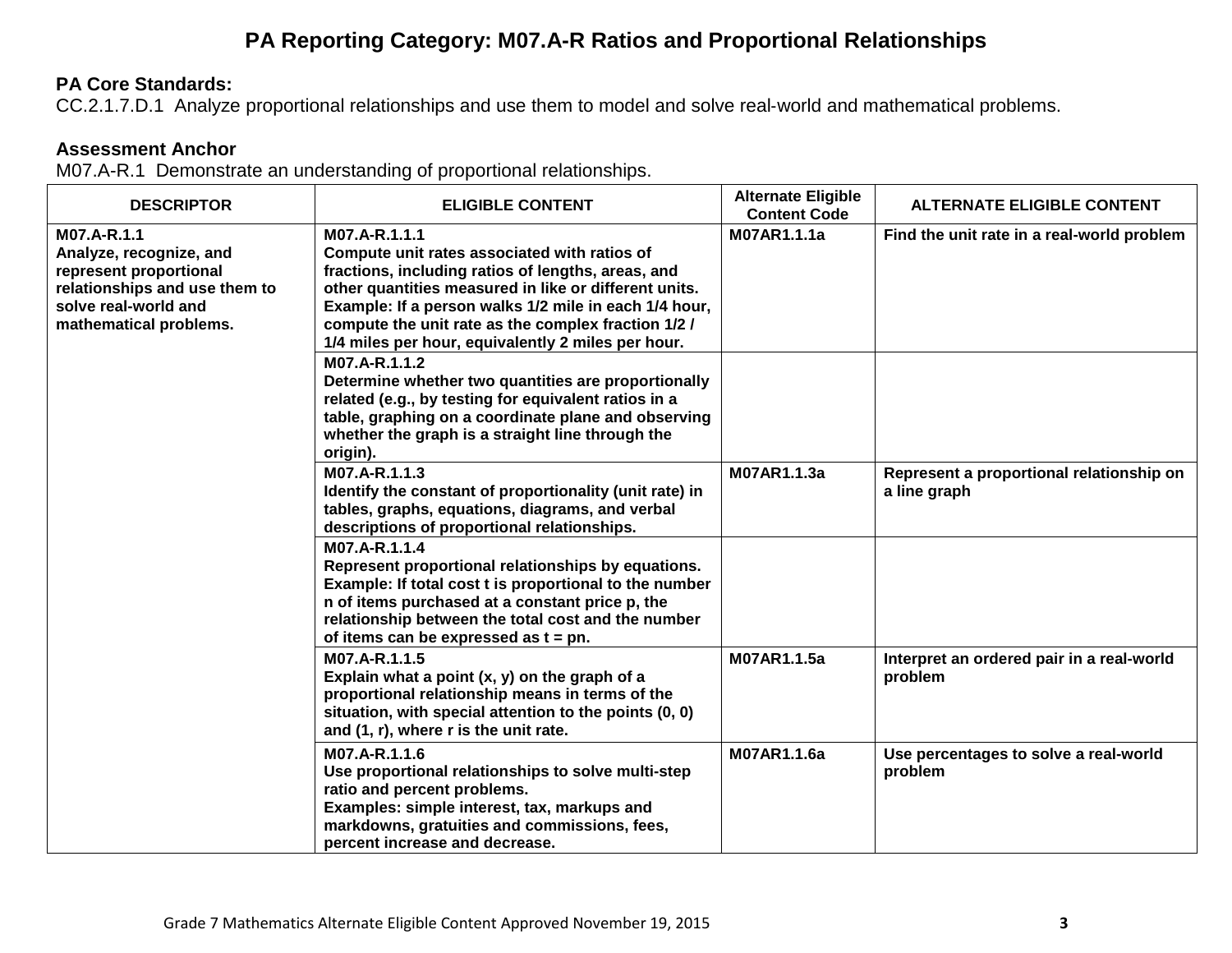# PA Reporting Category: M07.A-R Ratios and Proportional Relationships

**PA Core Standards:**
CC.2.1.7.D.1 Analyze proportional relationships and use them to model and solve real-world and mathematical problems.

**Assessment Anchor**
M07.A-R.1 Demonstrate an understanding of proportional relationships.

| DESCRIPTOR | ELIGIBLE CONTENT | Alternate Eligible Content Code | ALTERNATE ELIGIBLE CONTENT |
|---|---|---|---|
| **M07.A-R.1.1** **Analyze, recognize, and represent proportional relationships and use them to solve real-world and mathematical problems.** | **M07.A-R.1.1.1** **Compute unit rates associated with ratios of fractions, including ratios of lengths, areas, and other quantities measured in like or different units. Example: If a person walks 1/2 mile in each 1/4 hour, compute the unit rate as the complex fraction 1/2 / 1/4 miles per hour, equivalently 2 miles per hour.** | **M07AR1.1.1a** | **Find the unit rate in a real-world problem** |
| | **M07.A-R.1.1.2** **Determine whether two quantities are proportionally related (e.g., by testing for equivalent ratios in a table, graphing on a coordinate plane and observing whether the graph is a straight line through the origin).** | | |
| | **M07.A-R.1.1.3** **Identify the constant of proportionality (unit rate) in tables, graphs, equations, diagrams, and verbal descriptions of proportional relationships.** | **M07AR1.1.3a** | **Represent a proportional relationship on a line graph** |
| | **M07.A-R.1.1.4** **Represent proportional relationships by equations. Example: If total cost t is proportional to the number n of items purchased at a constant price p, the relationship between the total cost and the number of items can be expressed as t = pn.** | | |
| | **M07.A-R.1.1.5** **Explain what a point (x, y) on the graph of a proportional relationship means in terms of the situation, with special attention to the points (0, 0) and (1, r), where r is the unit rate.** | **M07AR1.1.5a** | **Interpret an ordered pair in a real-world problem** |
| | **M07.A-R.1.1.6** **Use proportional relationships to solve multi-step ratio and percent problems.** **Examples: simple interest, tax, markups and markdowns, gratuities and commissions, fees, percent increase and decrease.** | **M07AR1.1.6a** | **Use percentages to solve a real-world problem** |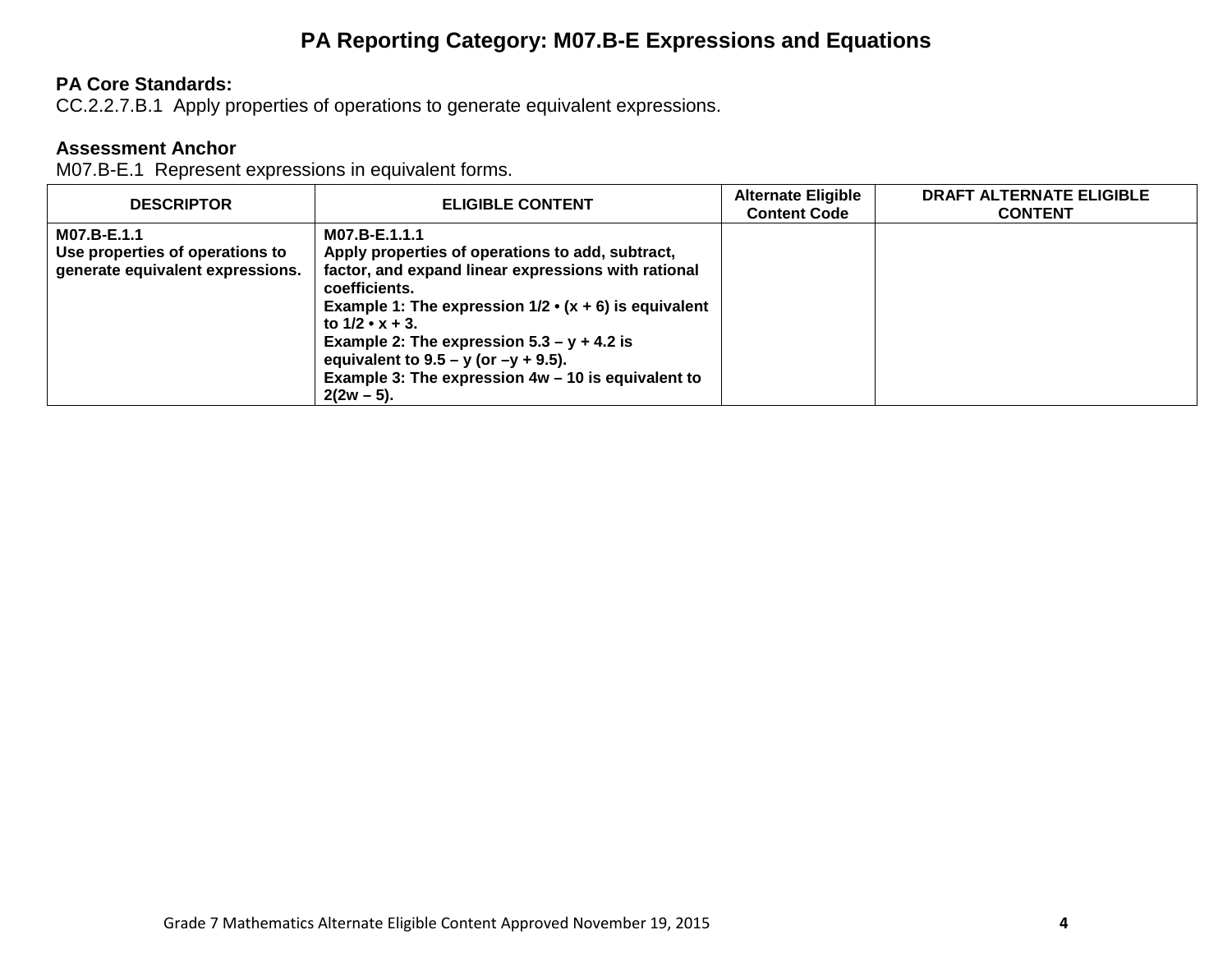# PA Reporting Category: M07.B-E Expressions and Equations

**PA Core Standards:**
CC.2.2.7.B.1 Apply properties of operations to generate equivalent expressions.

**Assessment Anchor**
M07.B-E.1 Represent expressions in equivalent forms.

| DESCRIPTOR | ELIGIBLE CONTENT | Alternate Eligible Content Code | DRAFT ALTERNATE ELIGIBLE CONTENT |
|---|---|---|---|
| **M07.B-E.1.1**<br>**Use properties of operations to generate equivalent expressions.** | **M07.B-E.1.1.1**<br>**Apply properties of operations to add, subtract, factor, and expand linear expressions with rational coefficients.**<br>**Example 1: The expression $1/2 \cdot (x + 6)$ is equivalent to $1/2 \cdot x + 3$.**<br>**Example 2: The expression $5.3 – y + 4.2$ is equivalent to $9.5 – y$ (or $–y + 9.5$).**<br>**Example 3: The expression $4w – 10$ is equivalent to $2(2w – 5)$.** | | |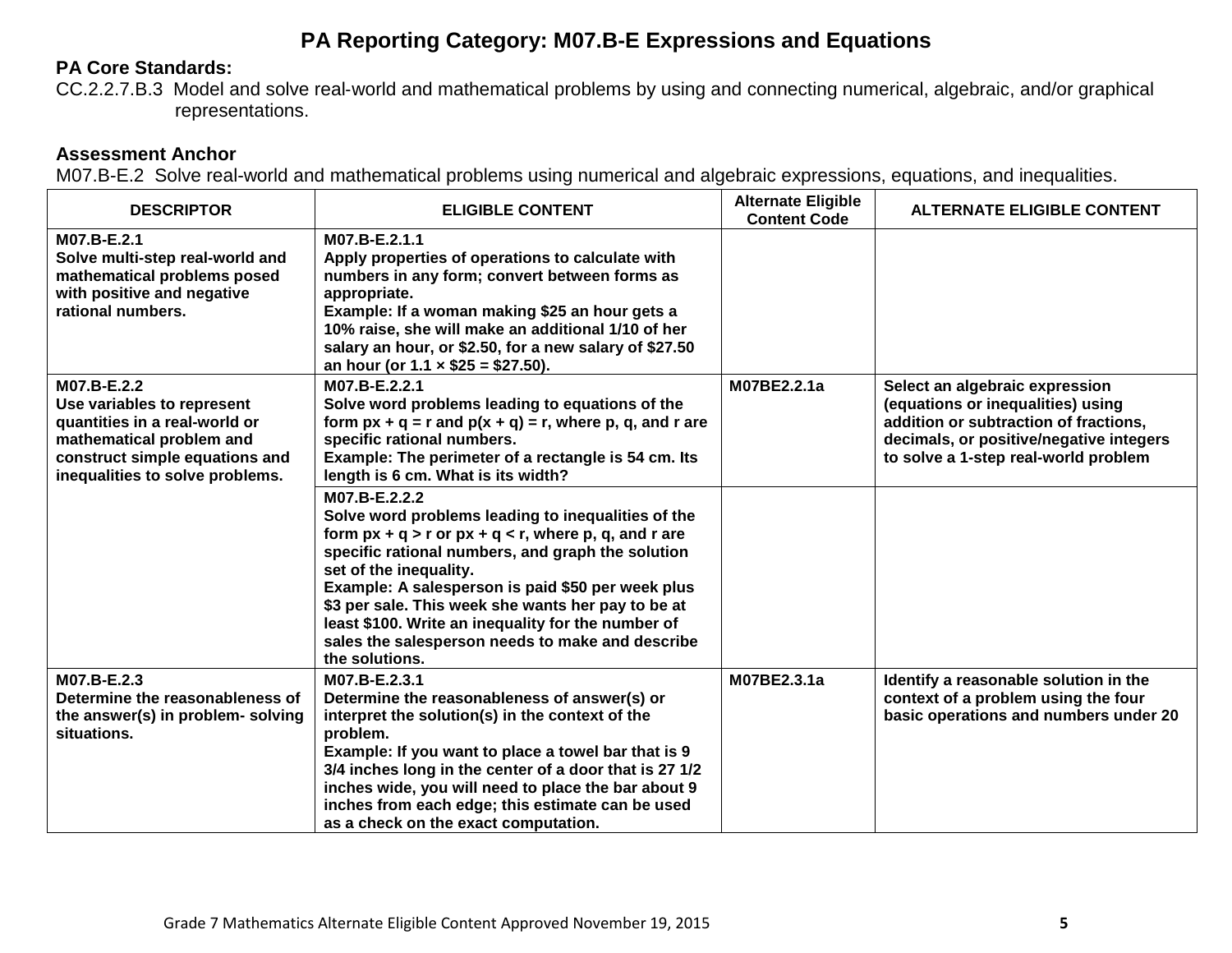# PA Reporting Category: M07.B-E Expressions and Equations

**PA Core Standards:**

CC.2.2.7.B.3 Model and solve real-world and mathematical problems by using and connecting numerical, algebraic, and/or graphical representations.

**Assessment Anchor**

M07.B-E.2 Solve real-world and mathematical problems using numerical and algebraic expressions, equations, and inequalities.

| DESCRIPTOR | ELIGIBLE CONTENT | Alternate Eligible Content Code | ALTERNATE ELIGIBLE CONTENT |
|---|---|---|---|
| **M07.B-E.2.1** **Solve multi-step real-world and mathematical problems posed with positive and negative rational numbers.** | **M07.B-E.2.1.1** **Apply properties of operations to calculate with numbers in any form; convert between forms as appropriate.** **Example: If a woman making $25 an hour gets a 10% raise, she will make an additional 1/10 of her salary an hour, or $2.50, for a new salary of $27.50 an hour (or 1.1 × $25 = $27.50).** | | |
| **M07.B-E.2.2** **Use variables to represent quantities in a real-world or mathematical problem and construct simple equations and inequalities to solve problems.** | **M07.B-E.2.2.1** **Solve word problems leading to equations of the form $px + q = r$ and $p(x + q) = r$, where p, q, and r are specific rational numbers.** **Example: The perimeter of a rectangle is 54 cm. Its length is 6 cm. What is its width?** | **M07BE2.2.1a** | **Select an algebraic expression (equations or inequalities) using addition or subtraction of fractions, decimals, or positive/negative integers to solve a 1-step real-world problem** |
| | **M07.B-E.2.2.2** **Solve word problems leading to inequalities of the form $px + q > r$ or $px + q < r$, where p, q, and r are specific rational numbers, and graph the solution set of the inequality.** **Example: A salesperson is paid $50 per week plus $3 per sale. This week she wants her pay to be at least $100. Write an inequality for the number of sales the salesperson needs to make and describe the solutions.** | | |
| **M07.B-E.2.3** **Determine the reasonableness of the answer(s) in problem- solving situations.** | **M07.B-E.2.3.1** **Determine the reasonableness of answer(s) or interpret the solution(s) in the context of the problem.** **Example: If you want to place a towel bar that is 9 3/4 inches long in the center of a door that is 27 1/2 inches wide, you will need to place the bar about 9 inches from each edge; this estimate can be used as a check on the exact computation.** | **M07BE2.3.1a** | **Identify a reasonable solution in the context of a problem using the four basic operations and numbers under 20** |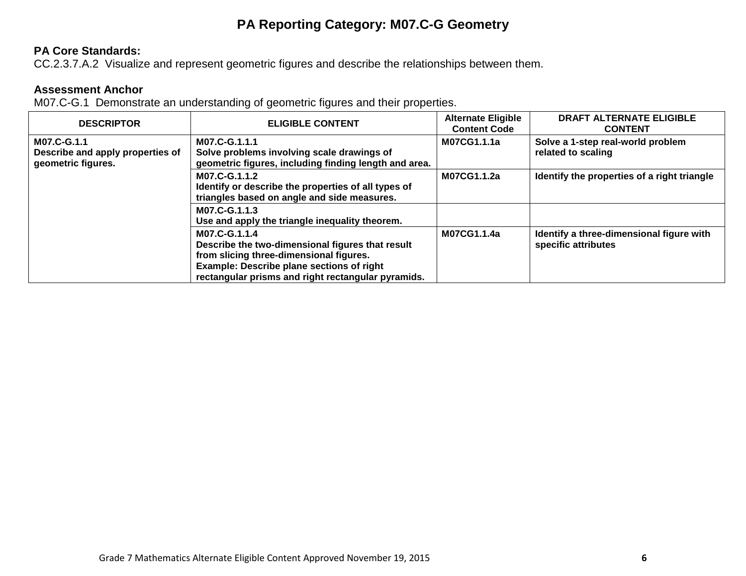# PA Reporting Category: M07.C-G Geometry

**PA Core Standards:**
CC.2.3.7.A.2 Visualize and represent geometric figures and describe the relationships between them.

**Assessment Anchor**
M07.C-G.1 Demonstrate an understanding of geometric figures and their properties.

| DESCRIPTOR | ELIGIBLE CONTENT | Alternate Eligible Content Code | DRAFT ALTERNATE ELIGIBLE CONTENT |
|---|---|---|---|
| **M07.C-G.1.1** **Describe and apply properties of geometric figures.** | **M07.C-G.1.1.1** **Solve problems involving scale drawings of geometric figures, including finding length and area.** | **M07CG1.1.1a** | **Solve a 1-step real-world problem related to scaling** |
| | **M07.C-G.1.1.2** **Identify or describe the properties of all types of triangles based on angle and side measures.** | **M07CG1.1.2a** | **Identify the properties of a right triangle** |
| | **M07.C-G.1.1.3** **Use and apply the triangle inequality theorem.** | | |
| | **M07.C-G.1.1.4** **Describe the two-dimensional figures that result from slicing three-dimensional figures.** **Example: Describe plane sections of right rectangular prisms and right rectangular pyramids.** | **M07CG1.1.4a** | **Identify a three-dimensional figure with specific attributes** |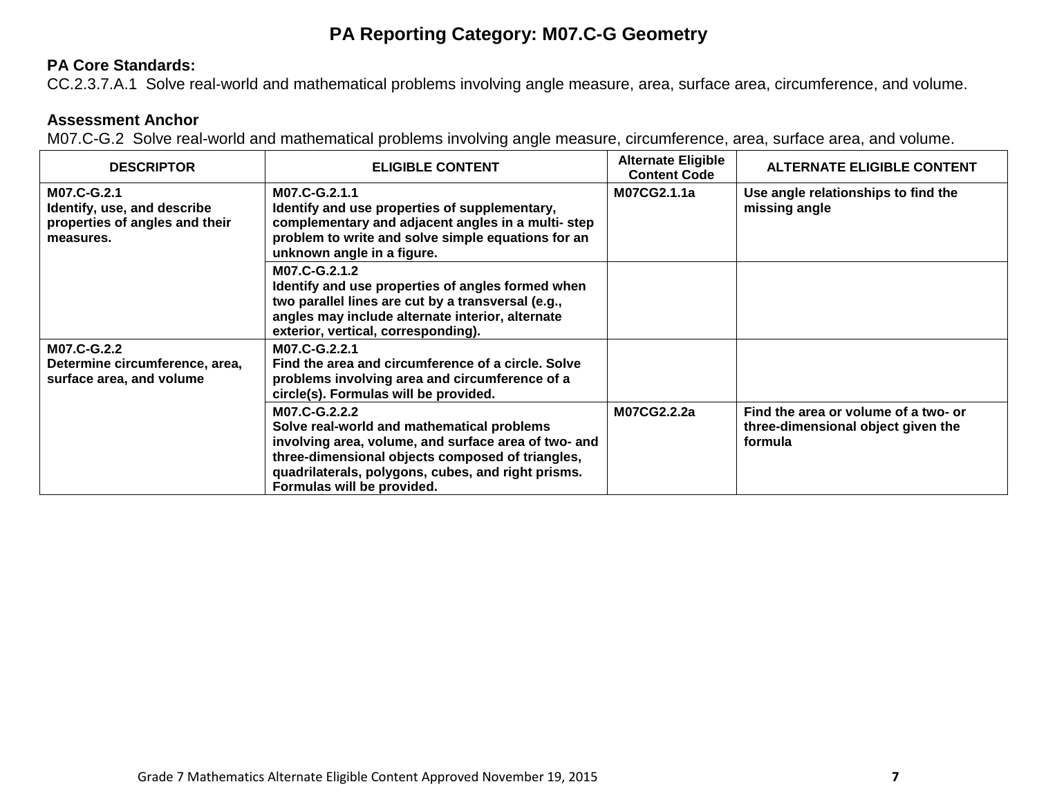# PA Reporting Category: M07.C-G Geometry

**PA Core Standards:**
CC.2.3.7.A.1 Solve real-world and mathematical problems involving angle measure, area, surface area, circumference, and volume.

**Assessment Anchor**
M07.C-G.2 Solve real-world and mathematical problems involving angle measure, circumference, area, surface area, and volume.

| DESCRIPTOR | ELIGIBLE CONTENT | Alternate Eligible Content Code | ALTERNATE ELIGIBLE CONTENT |
|---|---|---|---|
| **M07.C-G.2.1** **Identify, use, and describe properties of angles and their measures.** | **M07.C-G.2.1.1** **Identify and use properties of supplementary, complementary and adjacent angles in a multi- step problem to write and solve simple equations for an unknown angle in a figure.** | **M07CG2.1.1a** | **Use angle relationships to find the missing angle** |
| | **M07.C-G.2.1.2** **Identify and use properties of angles formed when two parallel lines are cut by a transversal (e.g., angles may include alternate interior, alternate exterior, vertical, corresponding).** | | |
| **M07.C-G.2.2** **Determine circumference, area, surface area, and volume** | **M07.C-G.2.2.1** **Find the area and circumference of a circle. Solve problems involving area and circumference of a circle(s). Formulas will be provided.** | | |
| | **M07.C-G.2.2.2** **Solve real-world and mathematical problems involving area, volume, and surface area of two- and three-dimensional objects composed of triangles, quadrilaterals, polygons, cubes, and right prisms. Formulas will be provided.** | **M07CG2.2.2a** | **Find the area or volume of a two- or three-dimensional object given the formula** |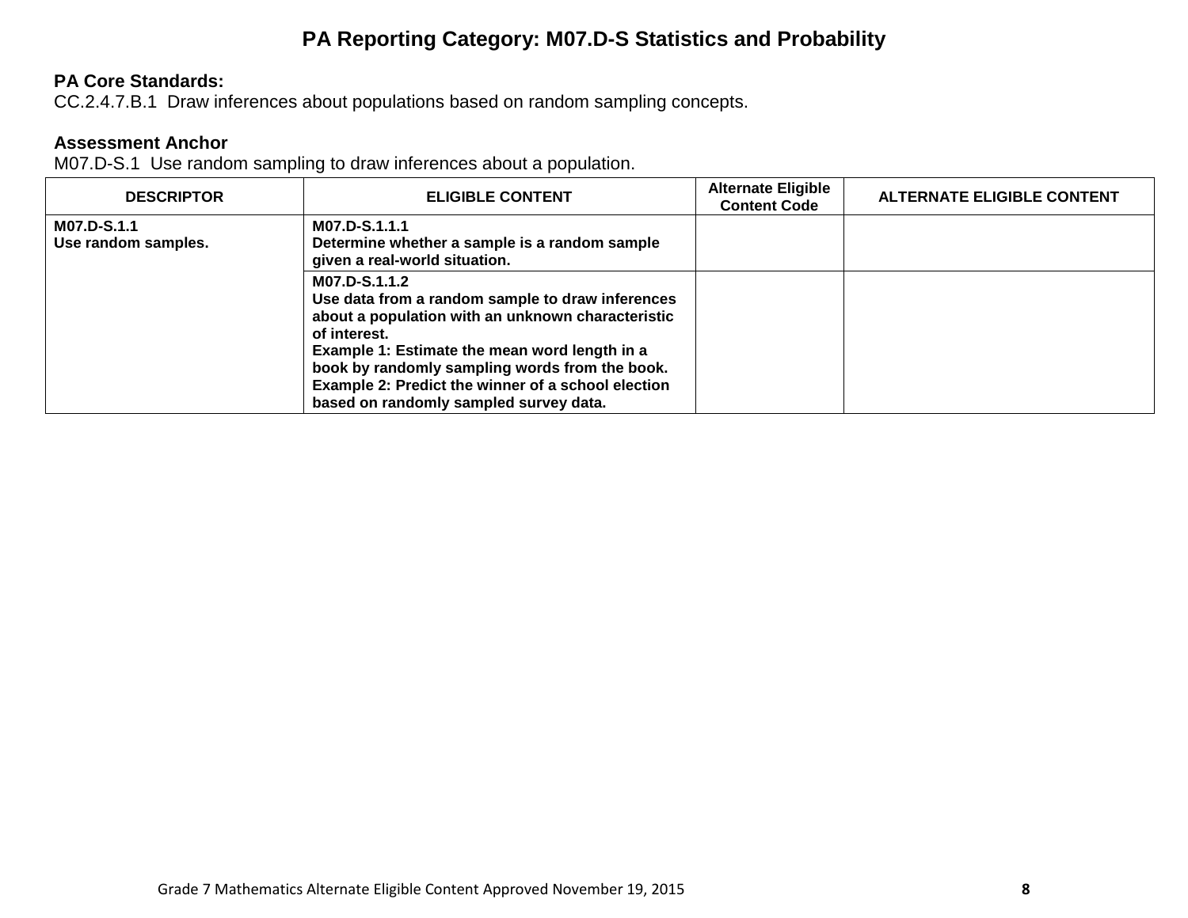# PA Reporting Category: M07.D-S Statistics and Probability

**PA Core Standards:**
CC.2.4.7.B.1 Draw inferences about populations based on random sampling concepts.

**Assessment Anchor**
M07.D-S.1 Use random sampling to draw inferences about a population.

| DESCRIPTOR | ELIGIBLE CONTENT | Alternate Eligible Content Code | ALTERNATE ELIGIBLE CONTENT |
|---|---|---|---|
| **M07.D-S.1.1** **Use random samples.** | **M07.D-S.1.1.1** **Determine whether a sample is a random sample given a real-world situation.** | | |
| | **M07.D-S.1.1.2** **Use data from a random sample to draw inferences about a population with an unknown characteristic of interest.** **Example 1: Estimate the mean word length in a book by randomly sampling words from the book.** **Example 2: Predict the winner of a school election based on randomly sampled survey data.** | | |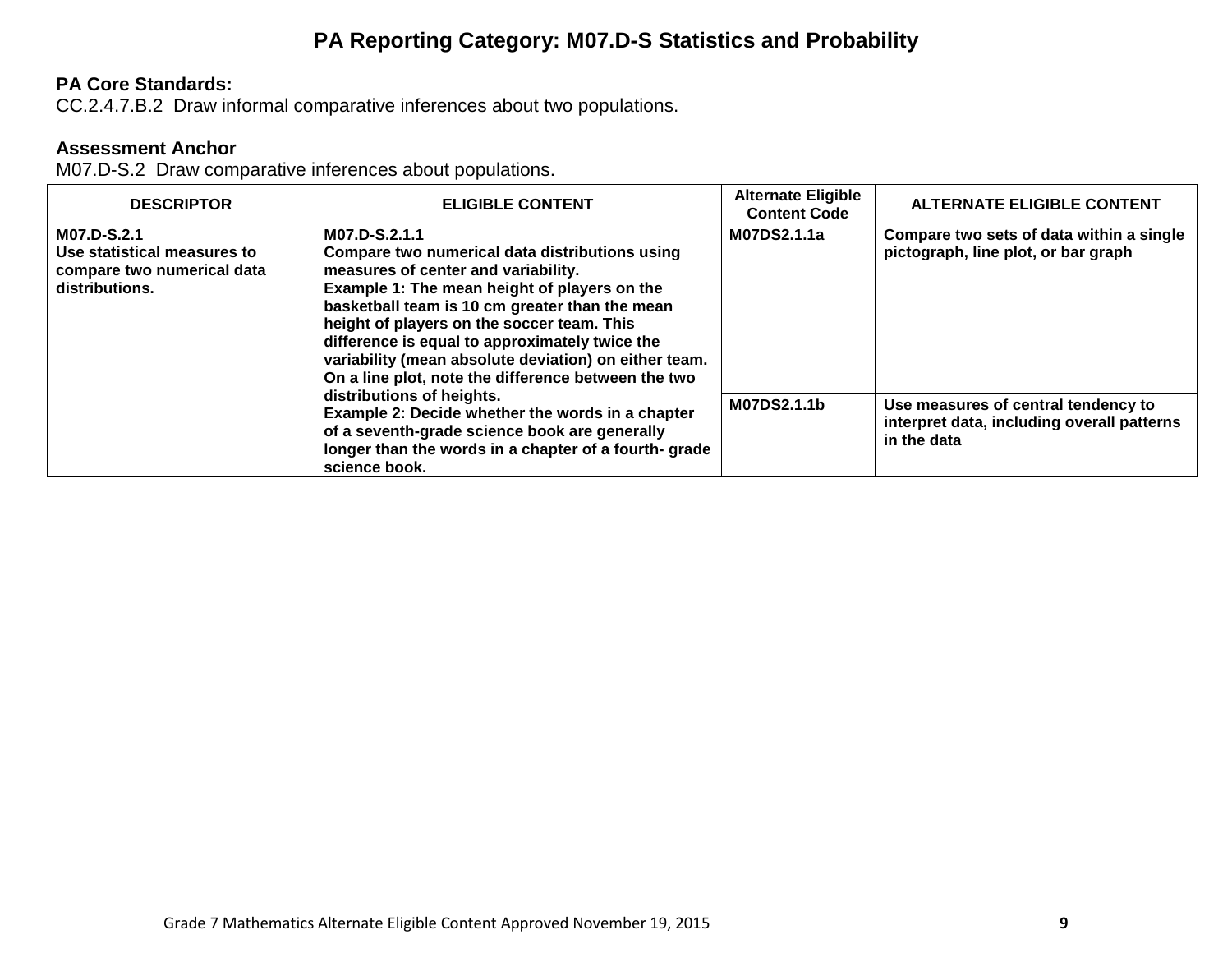## PA Reporting Category: M07.D-S Statistics and Probability

**PA Core Standards:**
CC.2.4.7.B.2 Draw informal comparative inferences about two populations.

**Assessment Anchor**
M07.D-S.2 Draw comparative inferences about populations.

| DESCRIPTOR | ELIGIBLE CONTENT | Alternate Eligible Content Code | ALTERNATE ELIGIBLE CONTENT |
|---|---|---|---|
| **M07.D-S.2.1**<br>**Use statistical measures to compare two numerical data distributions.** | **M07.D-S.2.1.1**<br>**Compare two numerical data distributions using measures of center and variability.**<br>**Example 1: The mean height of players on the basketball team is 10 cm greater than the mean height of players on the soccer team. This difference is equal to approximately twice the variability (mean absolute deviation) on either team. On a line plot, note the difference between the two distributions of heights.**<br>**Example 2: Decide whether the words in a chapter of a seventh-grade science book are generally longer than the words in a chapter of a fourth- grade science book.** | **M07DS2.1.1a** | **Compare two sets of data within a single pictograph, line plot, or bar graph** |
| | | **M07DS2.1.1b** | **Use measures of central tendency to interpret data, including overall patterns in the data** |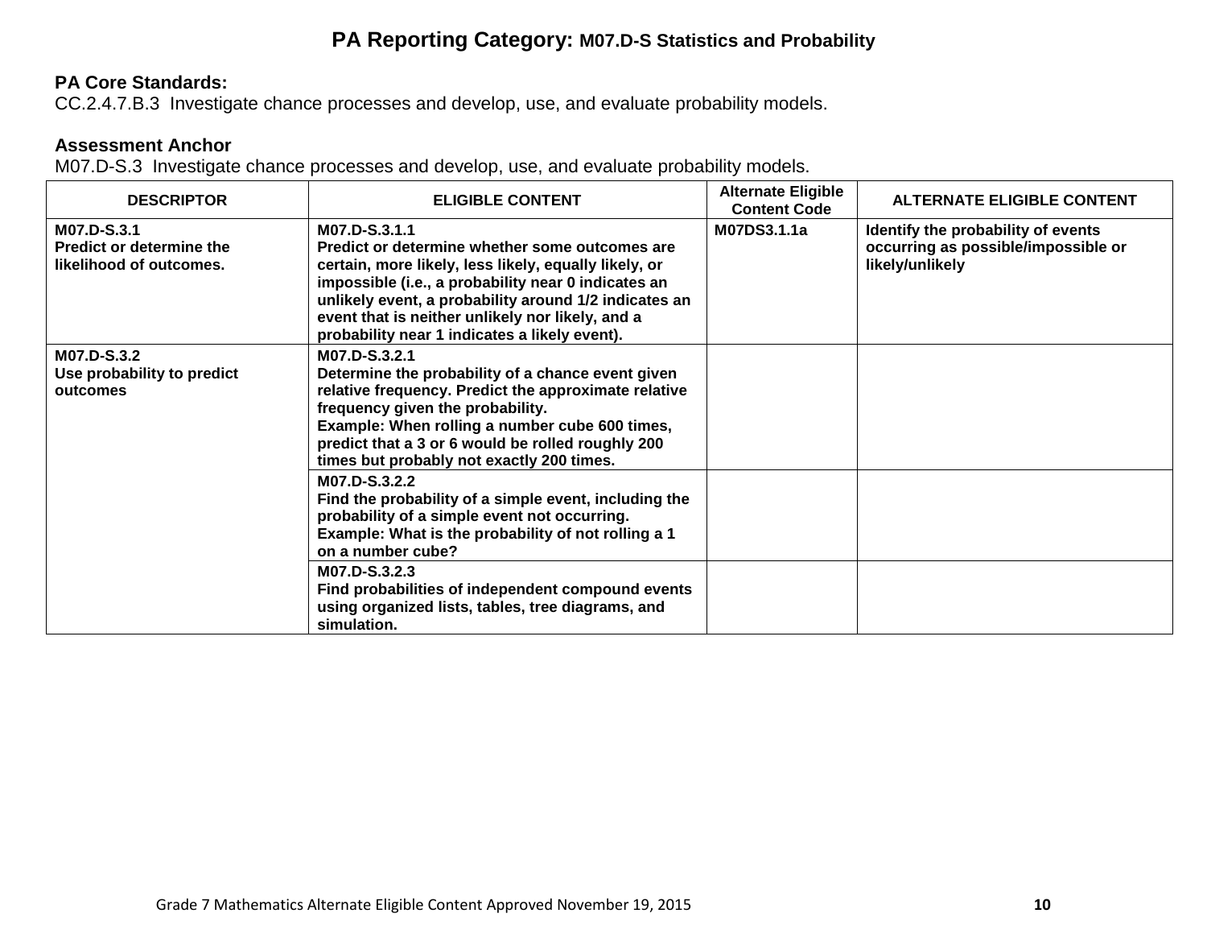# PA Reporting Category: M07.D-S Statistics and Probability

**PA Core Standards:**
CC.2.4.7.B.3 Investigate chance processes and develop, use, and evaluate probability models.

**Assessment Anchor**
M07.D-S.3 Investigate chance processes and develop, use, and evaluate probability models.

| DESCRIPTOR | ELIGIBLE CONTENT | Alternate Eligible Content Code | ALTERNATE ELIGIBLE CONTENT |
|---|---|---|---|
| **M07.D-S.3.1** **Predict or determine the likelihood of outcomes.** | **M07.D-S.3.1.1** **Predict or determine whether some outcomes are certain, more likely, less likely, equally likely, or impossible (i.e., a probability near 0 indicates an unlikely event, a probability around 1/2 indicates an event that is neither unlikely nor likely, and a probability near 1 indicates a likely event).** | **M07DS3.1.1a** | **Identify the probability of events occurring as possible/impossible or likely/unlikely** |
| **M07.D-S.3.2** **Use probability to predict outcomes** | **M07.D-S.3.2.1** **Determine the probability of a chance event given relative frequency. Predict the approximate relative frequency given the probability.** **Example: When rolling a number cube 600 times, predict that a 3 or 6 would be rolled roughly 200 times but probably not exactly 200 times.** | | |
| | **M07.D-S.3.2.2** **Find the probability of a simple event, including the probability of a simple event not occurring.** **Example: What is the probability of not rolling a 1 on a number cube?** | | |
| | **M07.D-S.3.2.3** **Find probabilities of independent compound events using organized lists, tables, tree diagrams, and simulation.** | | |

Grade 7 Mathematics Alternate Eligible Content Approved November 19, 2015